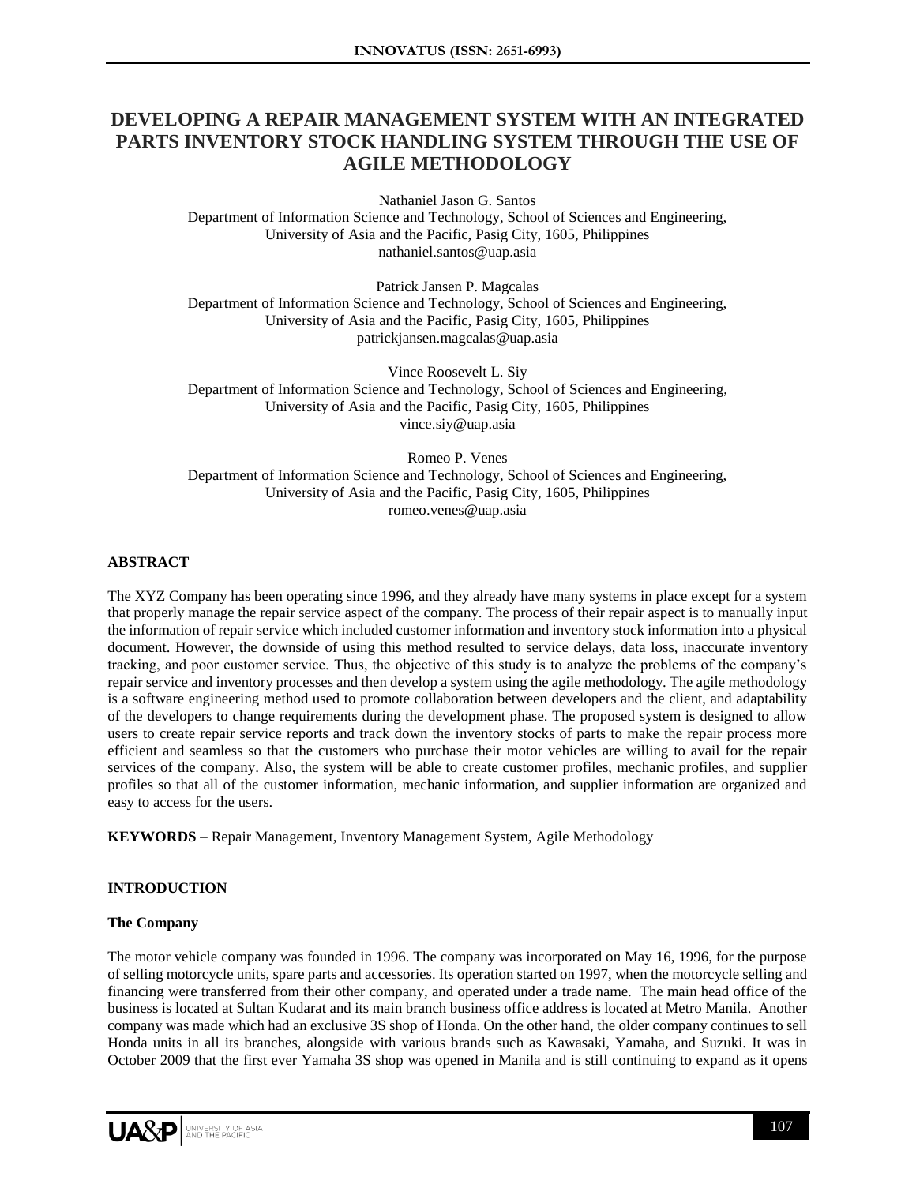# DEVELOPING A REPAIR MANAGEMENT SYSTEM WITH AN INTEGRATED PARTS INVENTORY STOCK HANDLING SYSTEM THROUGH THE USE OF AGILE METHODOLOGY

Nathaniel Jason G. Santos
Department of Information Science and Technology, School of Sciences and Engineering,
University of Asia and the Pacific, Pasig City, 1605, Philippines
nathaniel.santos@uap.asia

Patrick Jansen P. Magcalas
Department of Information Science and Technology, School of Sciences and Engineering,
University of Asia and the Pacific, Pasig City, 1605, Philippines
patrickjansen.magcalas@uap.asia

Vince Roosevelt L. Siy
Department of Information Science and Technology, School of Sciences and Engineering,
University of Asia and the Pacific, Pasig City, 1605, Philippines
vince.siy@uap.asia

Romeo P. Venes
Department of Information Science and Technology, School of Sciences and Engineering,
University of Asia and the Pacific, Pasig City, 1605, Philippines
romeo.venes@uap.asia

## ABSTRACT

The XYZ Company has been operating since 1996, and they already have many systems in place except for a system that properly manage the repair service aspect of the company. The process of their repair aspect is to manually input the information of repair service which included customer information and inventory stock information into a physical document. However, the downside of using this method resulted to service delays, data loss, inaccurate inventory tracking, and poor customer service. Thus, the objective of this study is to analyze the problems of the company's repair service and inventory processes and then develop a system using the agile methodology. The agile methodology is a software engineering method used to promote collaboration between developers and the client, and adaptability of the developers to change requirements during the development phase. The proposed system is designed to allow users to create repair service reports and track down the inventory stocks of parts to make the repair process more efficient and seamless so that the customers who purchase their motor vehicles are willing to avail for the repair services of the company. Also, the system will be able to create customer profiles, mechanic profiles, and supplier profiles so that all of the customer information, mechanic information, and supplier information are organized and easy to access for the users.

**KEYWORDS** – Repair Management, Inventory Management System, Agile Methodology

## INTRODUCTION

### The Company

The motor vehicle company was founded in 1996. The company was incorporated on May 16, 1996, for the purpose of selling motorcycle units, spare parts and accessories. Its operation started on 1997, when the motorcycle selling and financing were transferred from their other company, and operated under a trade name. The main head office of the business is located at Sultan Kudarat and its main branch business office address is located at Metro Manila. Another company was made which had an exclusive 3S shop of Honda. On the other hand, the older company continues to sell Honda units in all its branches, alongside with various brands such as Kawasaki, Yamaha, and Suzuki. It was in October 2009 that the first ever Yamaha 3S shop was opened in Manila and is still continuing to expand as it opens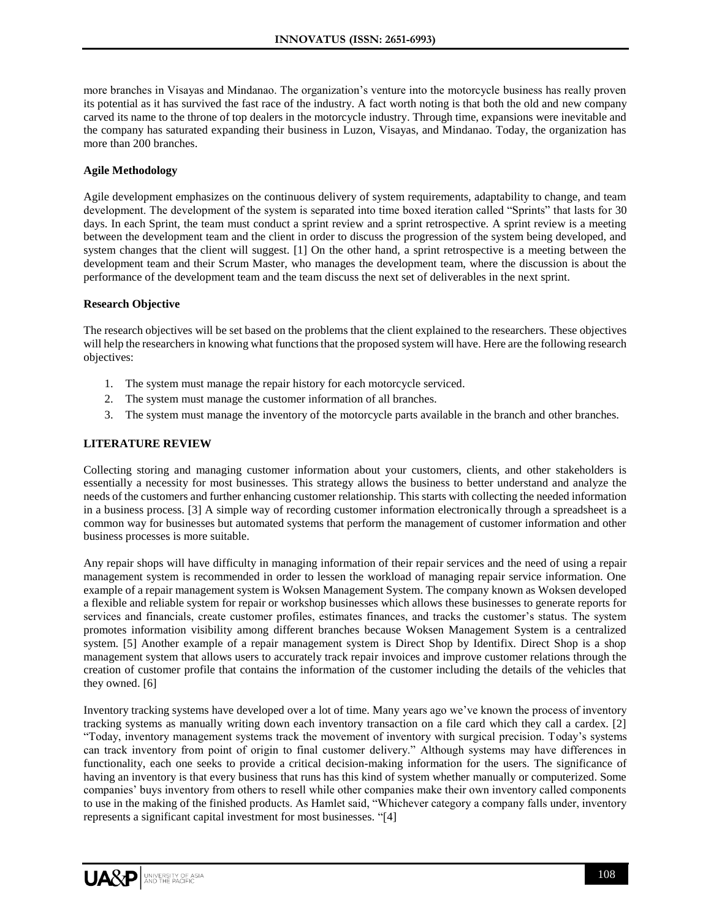more branches in Visayas and Mindanao. The organization's venture into the motorcycle business has really proven its potential as it has survived the fast race of the industry. A fact worth noting is that both the old and new company carved its name to the throne of top dealers in the motorcycle industry. Through time, expansions were inevitable and the company has saturated expanding their business in Luzon, Visayas, and Mindanao. Today, the organization has more than 200 branches.

**Agile Methodology**

Agile development emphasizes on the continuous delivery of system requirements, adaptability to change, and team development. The development of the system is separated into time boxed iteration called "Sprints" that lasts for 30 days. In each Sprint, the team must conduct a sprint review and a sprint retrospective. A sprint review is a meeting between the development team and the client in order to discuss the progression of the system being developed, and system changes that the client will suggest. [1] On the other hand, a sprint retrospective is a meeting between the development team and their Scrum Master, who manages the development team, where the discussion is about the performance of the development team and the team discuss the next set of deliverables in the next sprint.

**Research Objective**

The research objectives will be set based on the problems that the client explained to the researchers. These objectives will help the researchers in knowing what functions that the proposed system will have. Here are the following research objectives:

1. The system must manage the repair history for each motorcycle serviced.
2. The system must manage the customer information of all branches.
3. The system must manage the inventory of the motorcycle parts available in the branch and other branches.

## LITERATURE REVIEW

Collecting storing and managing customer information about your customers, clients, and other stakeholders is essentially a necessity for most businesses. This strategy allows the business to better understand and analyze the needs of the customers and further enhancing customer relationship. This starts with collecting the needed information in a business process. [3] A simple way of recording customer information electronically through a spreadsheet is a common way for businesses but automated systems that perform the management of customer information and other business processes is more suitable.

Any repair shops will have difficulty in managing information of their repair services and the need of using a repair management system is recommended in order to lessen the workload of managing repair service information. One example of a repair management system is Woksen Management System. The company known as Woksen developed a flexible and reliable system for repair or workshop businesses which allows these businesses to generate reports for services and financials, create customer profiles, estimates finances, and tracks the customer's status. The system promotes information visibility among different branches because Woksen Management System is a centralized system. [5] Another example of a repair management system is Direct Shop by Identifix. Direct Shop is a shop management system that allows users to accurately track repair invoices and improve customer relations through the creation of customer profile that contains the information of the customer including the details of the vehicles that they owned. [6]

Inventory tracking systems have developed over a lot of time. Many years ago we've known the process of inventory tracking systems as manually writing down each inventory transaction on a file card which they call a cardex. [2] "Today, inventory management systems track the movement of inventory with surgical precision. Today's systems can track inventory from point of origin to final customer delivery." Although systems may have differences in functionality, each one seeks to provide a critical decision-making information for the users. The significance of having an inventory is that every business that runs has this kind of system whether manually or computerized. Some companies' buys inventory from others to resell while other companies make their own inventory called components to use in the making of the finished products. As Hamlet said, "Whichever category a company falls under, inventory represents a significant capital investment for most businesses. "[4]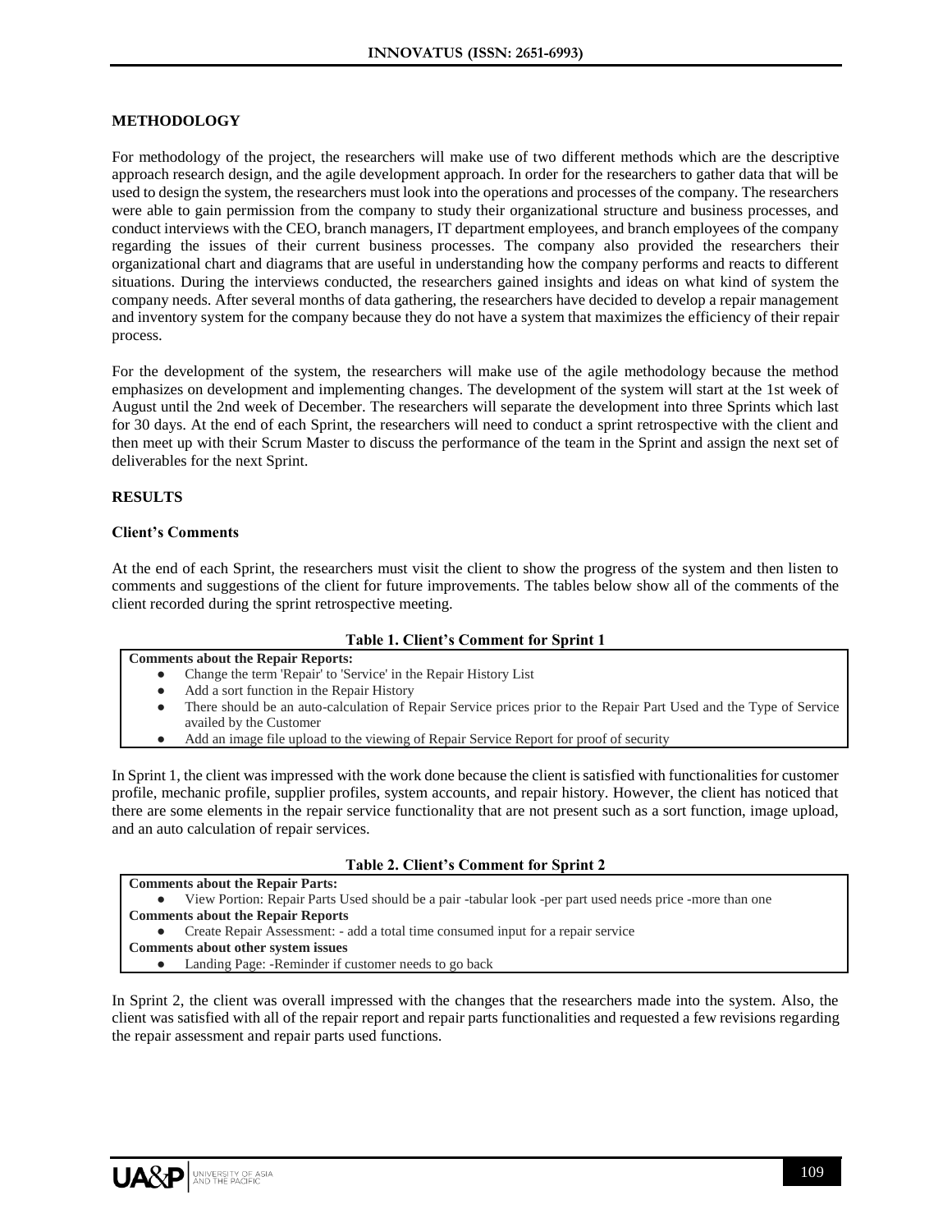## METHODOLOGY

For methodology of the project, the researchers will make use of two different methods which are the descriptive approach research design, and the agile development approach. In order for the researchers to gather data that will be used to design the system, the researchers must look into the operations and processes of the company. The researchers were able to gain permission from the company to study their organizational structure and business processes, and conduct interviews with the CEO, branch managers, IT department employees, and branch employees of the company regarding the issues of their current business processes. The company also provided the researchers their organizational chart and diagrams that are useful in understanding how the company performs and reacts to different situations. During the interviews conducted, the researchers gained insights and ideas on what kind of system the company needs. After several months of data gathering, the researchers have decided to develop a repair management and inventory system for the company because they do not have a system that maximizes the efficiency of their repair process.

For the development of the system, the researchers will make use of the agile methodology because the method emphasizes on development and implementing changes. The development of the system will start at the 1st week of August until the 2nd week of December. The researchers will separate the development into three Sprints which last for 30 days. At the end of each Sprint, the researchers will need to conduct a sprint retrospective with the client and then meet up with their Scrum Master to discuss the performance of the team in the Sprint and assign the next set of deliverables for the next Sprint.

## RESULTS

### Client's Comments

At the end of each Sprint, the researchers must visit the client to show the progress of the system and then listen to comments and suggestions of the client for future improvements. The tables below show all of the comments of the client recorded during the sprint retrospective meeting.

**Table 1. Client's Comment for Sprint 1**

| **Comments about the Repair Reports:** |
|---|
| • Change the term 'Repair' to 'Service' in the Repair History List<br>• Add a sort function in the Repair History<br>• There should be an auto-calculation of Repair Service prices prior to the Repair Part Used and the Type of Service availed by the Customer<br>• Add an image file upload to the viewing of Repair Service Report for proof of security |

In Sprint 1, the client was impressed with the work done because the client is satisfied with functionalities for customer profile, mechanic profile, supplier profiles, system accounts, and repair history. However, the client has noticed that there are some elements in the repair service functionality that are not present such as a sort function, image upload, and an auto calculation of repair services.

**Table 2. Client's Comment for Sprint 2**

| **Comments about the Repair Parts:** |
|---|
| • View Portion: Repair Parts Used should be a pair -tabular look -per part used needs price -more than one |
| **Comments about the Repair Reports** |
| • Create Repair Assessment: - add a total time consumed input for a repair service |
| **Comments about other system issues** |
| • Landing Page: -Reminder if customer needs to go back |

In Sprint 2, the client was overall impressed with the changes that the researchers made into the system. Also, the client was satisfied with all of the repair report and repair parts functionalities and requested a few revisions regarding the repair assessment and repair parts used functions.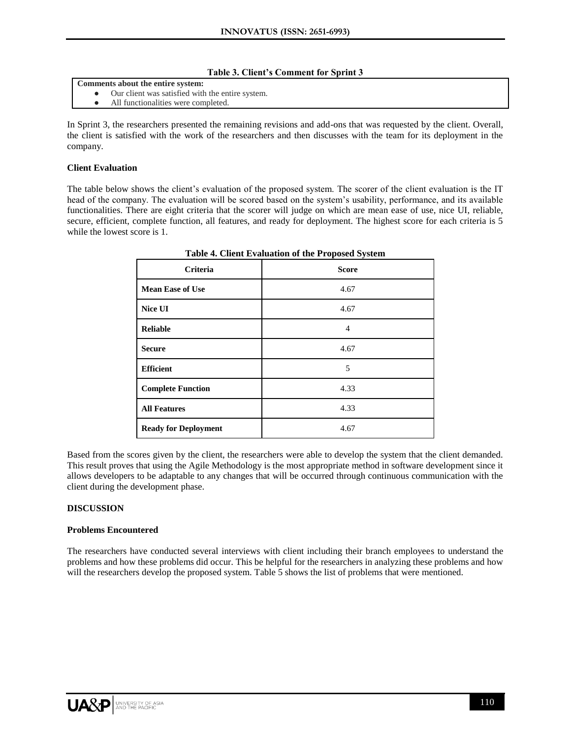**Table 3. Client's Comment for Sprint 3**

| Comments about the entire system: |
|---|
| ● Our client was satisfied with the entire system.<br>● All functionalities were completed. |

In Sprint 3, the researchers presented the remaining revisions and add-ons that was requested by the client. Overall, the client is satisfied with the work of the researchers and then discusses with the team for its deployment in the company.

**Client Evaluation**

The table below shows the client's evaluation of the proposed system. The scorer of the client evaluation is the IT head of the company. The evaluation will be scored based on the system's usability, performance, and its available functionalities. There are eight criteria that the scorer will judge on which are mean ease of use, nice UI, reliable, secure, efficient, complete function, all features, and ready for deployment. The highest score for each criteria is 5 while the lowest score is 1.

**Table 4. Client Evaluation of the Proposed System**

| Criteria | Score |
|---|---|
| **Mean Ease of Use** | 4.67 |
| **Nice UI** | 4.67 |
| **Reliable** | 4 |
| **Secure** | 4.67 |
| **Efficient** | 5 |
| **Complete Function** | 4.33 |
| **All Features** | 4.33 |
| **Ready for Deployment** | 4.67 |

Based from the scores given by the client, the researchers were able to develop the system that the client demanded. This result proves that using the Agile Methodology is the most appropriate method in software development since it allows developers to be adaptable to any changes that will be occurred through continuous communication with the client during the development phase.

**DISCUSSION**

**Problems Encountered**

The researchers have conducted several interviews with client including their branch employees to understand the problems and how these problems did occur. This be helpful for the researchers in analyzing these problems and how will the researchers develop the proposed system. Table 5 shows the list of problems that were mentioned.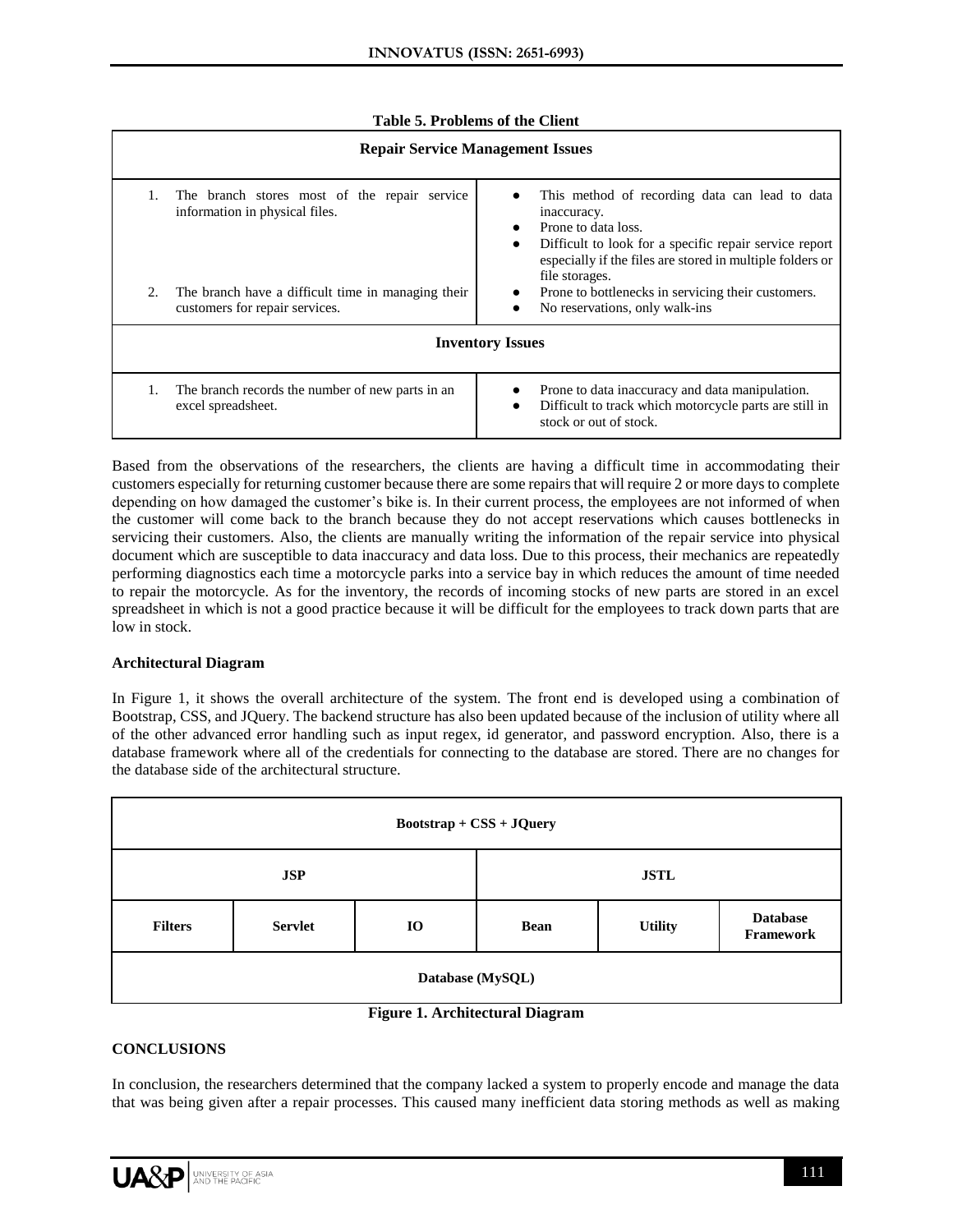**Table 5. Problems of the Client**

| Repair Service Management Issues | |
|---|---|
| 1. The branch stores most of the repair service information in physical files. | • This method of recording data can lead to data inaccuracy.<br>• Prone to data loss.<br>• Difficult to look for a specific repair service report especially if the files are stored in multiple folders or file storages. |
| 2. The branch have a difficult time in managing their customers for repair services. | • Prone to bottlenecks in servicing their customers.<br>• No reservations, only walk-ins |
| **Inventory Issues** | |
| 1. The branch records the number of new parts in an excel spreadsheet. | • Prone to data inaccuracy and data manipulation.<br>• Difficult to track which motorcycle parts are still in stock or out of stock. |

Based from the observations of the researchers, the clients are having a difficult time in accommodating their customers especially for returning customer because there are some repairs that will require 2 or more days to complete depending on how damaged the customer's bike is. In their current process, the employees are not informed of when the customer will come back to the branch because they do not accept reservations which causes bottlenecks in servicing their customers. Also, the clients are manually writing the information of the repair service into physical document which are susceptible to data inaccuracy and data loss. Due to this process, their mechanics are repeatedly performing diagnostics each time a motorcycle parks into a service bay in which reduces the amount of time needed to repair the motorcycle. As for the inventory, the records of incoming stocks of new parts are stored in an excel spreadsheet in which is not a good practice because it will be difficult for the employees to track down parts that are low in stock.

**Architectural Diagram**

In Figure 1, it shows the overall architecture of the system. The front end is developed using a combination of Bootstrap, CSS, and JQuery. The backend structure has also been updated because of the inclusion of utility where all of the other advanced error handling such as input regex, id generator, and password encryption. Also, there is a database framework where all of the credentials for connecting to the database are stored. There are no changes for the database side of the architectural structure.

| Bootstrap + CSS + JQuery | | | | | |
|---|---|---|---|---|---|
| JSP | | | JSTL | | |
| Filters | Servlet | IO | Bean | Utility | Database Framework |
| Database (MySQL) | | | | | |

**Figure 1. Architectural Diagram**

## CONCLUSIONS

In conclusion, the researchers determined that the company lacked a system to properly encode and manage the data that was being given after a repair processes. This caused many inefficient data storing methods as well as making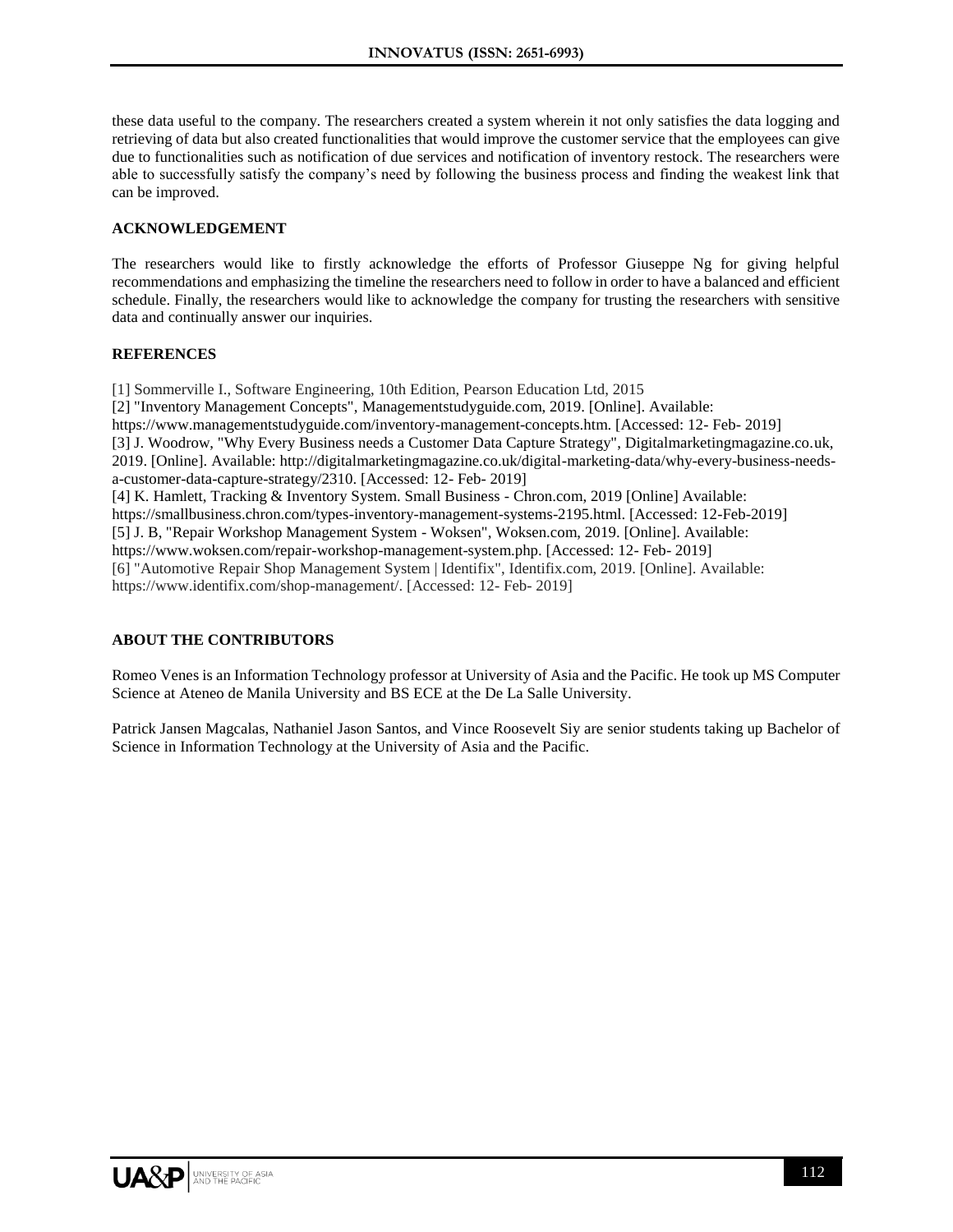these data useful to the company. The researchers created a system wherein it not only satisfies the data logging and retrieving of data but also created functionalities that would improve the customer service that the employees can give due to functionalities such as notification of due services and notification of inventory restock. The researchers were able to successfully satisfy the company's need by following the business process and finding the weakest link that can be improved.

## ACKNOWLEDGEMENT

The researchers would like to firstly acknowledge the efforts of Professor Giuseppe Ng for giving helpful recommendations and emphasizing the timeline the researchers need to follow in order to have a balanced and efficient schedule. Finally, the researchers would like to acknowledge the company for trusting the researchers with sensitive data and continually answer our inquiries.

## REFERENCES

[1] Sommerville I., Software Engineering, 10th Edition, Pearson Education Ltd, 2015

[2] "Inventory Management Concepts", Managementstudyguide.com, 2019. [Online]. Available: https://www.managementstudyguide.com/inventory-management-concepts.htm. [Accessed: 12- Feb- 2019]

[3] J. Woodrow, "Why Every Business needs a Customer Data Capture Strategy", Digitalmarketingmagazine.co.uk, 2019. [Online]. Available: http://digitalmarketingmagazine.co.uk/digital-marketing-data/why-every-business-needs-a-customer-data-capture-strategy/2310. [Accessed: 12- Feb- 2019]

[4] K. Hamlett, Tracking & Inventory System. Small Business - Chron.com, 2019 [Online] Available: https://smallbusiness.chron.com/types-inventory-management-systems-2195.html. [Accessed: 12-Feb-2019]

[5] J. B, "Repair Workshop Management System - Woksen", Woksen.com, 2019. [Online]. Available: https://www.woksen.com/repair-workshop-management-system.php. [Accessed: 12- Feb- 2019]

[6] "Automotive Repair Shop Management System | Identifix", Identifix.com, 2019. [Online]. Available: https://www.identifix.com/shop-management/. [Accessed: 12- Feb- 2019]

## ABOUT THE CONTRIBUTORS

Romeo Venes is an Information Technology professor at University of Asia and the Pacific. He took up MS Computer Science at Ateneo de Manila University and BS ECE at the De La Salle University.

Patrick Jansen Magcalas, Nathaniel Jason Santos, and Vince Roosevelt Siy are senior students taking up Bachelor of Science in Information Technology at the University of Asia and the Pacific.